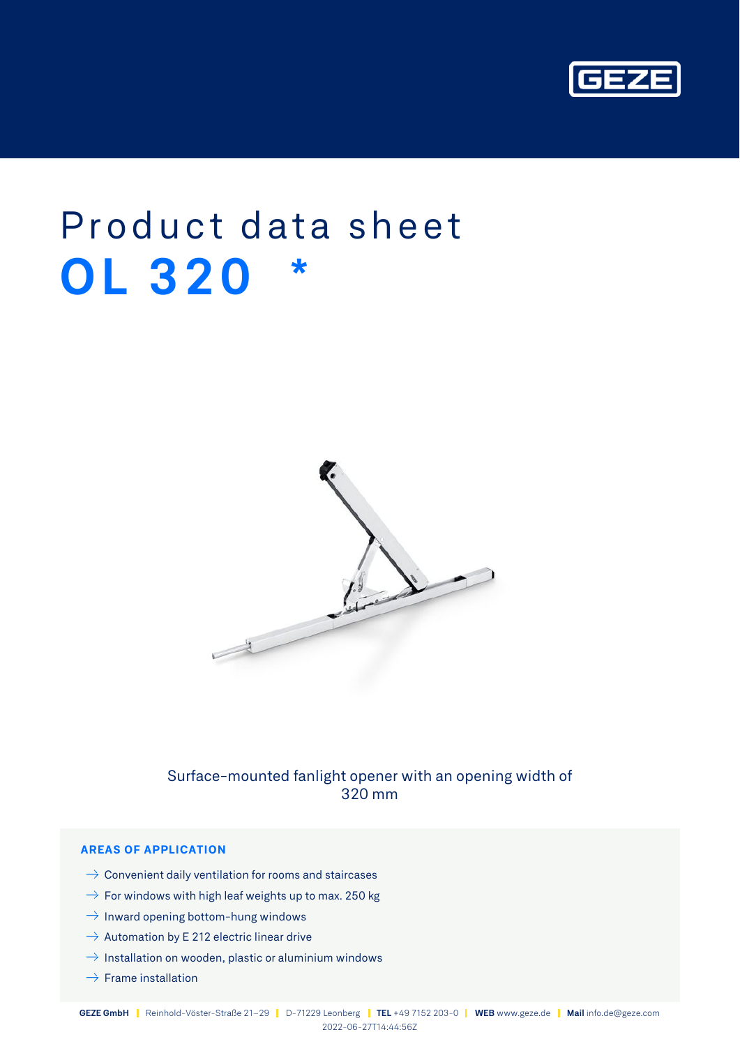# Product data sheet

# OL 320 *

Surface-mounted fanlight opener with an opening width of 320 mm

### AREAS OF APPLICATION

- Convenient daily ventilation for rooms and staircases
- For windows with high leaf weights up to max. 250 kg
- Inward opening bottom-hung windows
- Automation by E 212 electric linear drive
- Installation on wooden, plastic or aluminium windows
- Frame installation

GEZE GmbH | Reinhold-Vöster-Straße 21–29 | D-71229 Leonberg | TEL +49 7152 203-0 | WEB www.geze.de | Mail info.de@geze.com
2022-06-27T14:44:56Z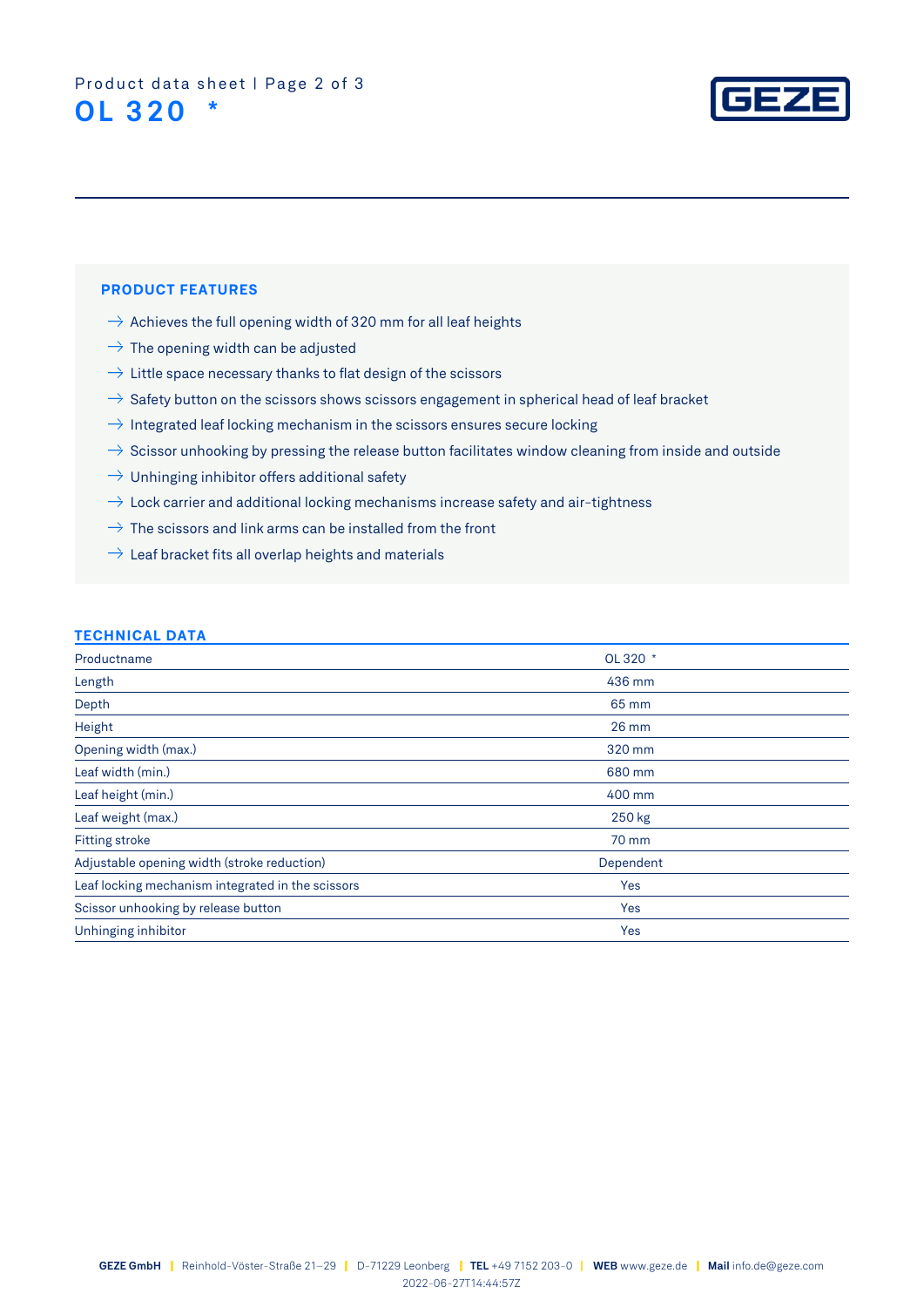# OL 320 *

## PRODUCT FEATURES

- Achieves the full opening width of 320 mm for all leaf heights
- The opening width can be adjusted
- Little space necessary thanks to flat design of the scissors
- Safety button on the scissors shows scissors engagement in spherical head of leaf bracket
- Integrated leaf locking mechanism in the scissors ensures secure locking
- Scissor unhooking by pressing the release button facilitates window cleaning from inside and outside
- Unhinging inhibitor offers additional safety
- Lock carrier and additional locking mechanisms increase safety and air-tightness
- The scissors and link arms can be installed from the front
- Leaf bracket fits all overlap heights and materials

## TECHNICAL DATA

| Productname | OL 320 * |
|---|---|
| Length | 436 mm |
| Depth | 65 mm |
| Height | 26 mm |
| Opening width (max.) | 320 mm |
| Leaf width (min.) | 680 mm |
| Leaf height (min.) | 400 mm |
| Leaf weight (max.) | 250 kg |
| Fitting stroke | 70 mm |
| Adjustable opening width (stroke reduction) | Dependent |
| Leaf locking mechanism integrated in the scissors | Yes |
| Scissor unhooking by release button | Yes |
| Unhinging inhibitor | Yes |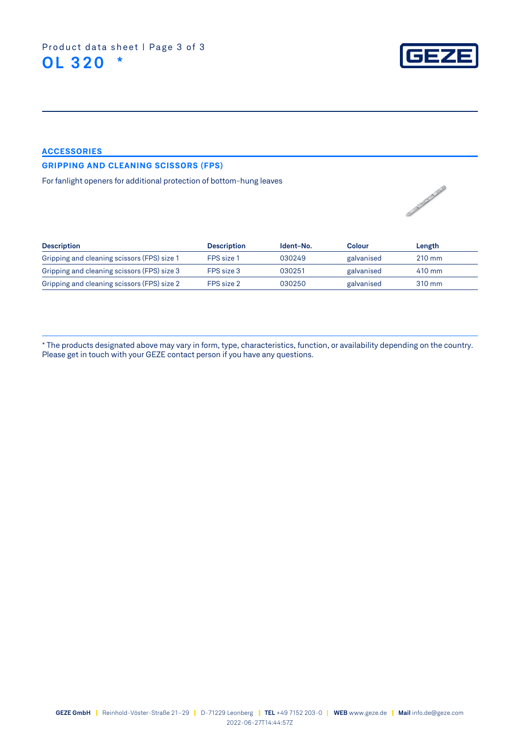## ACCESSORIES

### GRIPPING AND CLEANING SCISSORS (FPS)

For fanlight openers for additional protection of bottom-hung leaves

| Description | Description | Ident-No. | Colour | Length |
|---|---|---|---|---|
| Gripping and cleaning scissors (FPS) size 1 | FPS size 1 | 030249 | galvanised | 210 mm |
| Gripping and cleaning scissors (FPS) size 3 | FPS size 3 | 030251 | galvanised | 410 mm |
| Gripping and cleaning scissors (FPS) size 2 | FPS size 2 | 030250 | galvanised | 310 mm |

* The products designated above may vary in form, type, characteristics, function, or availability depending on the country. Please get in touch with your GEZE contact person if you have any questions.